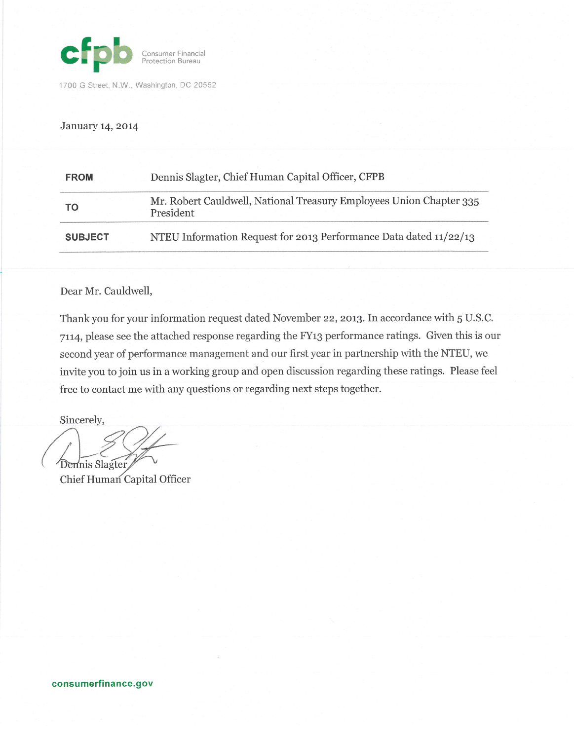**cfpb** Consumer Financial Protection Bureau

1700 G Street, N.W., Washington, DC 20552

January 14, 2014

| | |
|---|---|
| **FROM** | Dennis Slagter, Chief Human Capital Officer, CFPB |
| **TO** | Mr. Robert Cauldwell, National Treasury Employees Union Chapter 335 President |
| **SUBJECT** | NTEU Information Request for 2013 Performance Data dated 11/22/13 |

Dear Mr. Cauldwell,

Thank you for your information request dated November 22, 2013. In accordance with 5 U.S.C. 7114, please see the attached response regarding the FY13 performance ratings. Given this is our second year of performance management and our first year in partnership with the NTEU, we invite you to join us in a working group and open discussion regarding these ratings. Please feel free to contact me with any questions or regarding next steps together.

Sincerely,

Dennis Slagter
Chief Human Capital Officer

consumerfinance.gov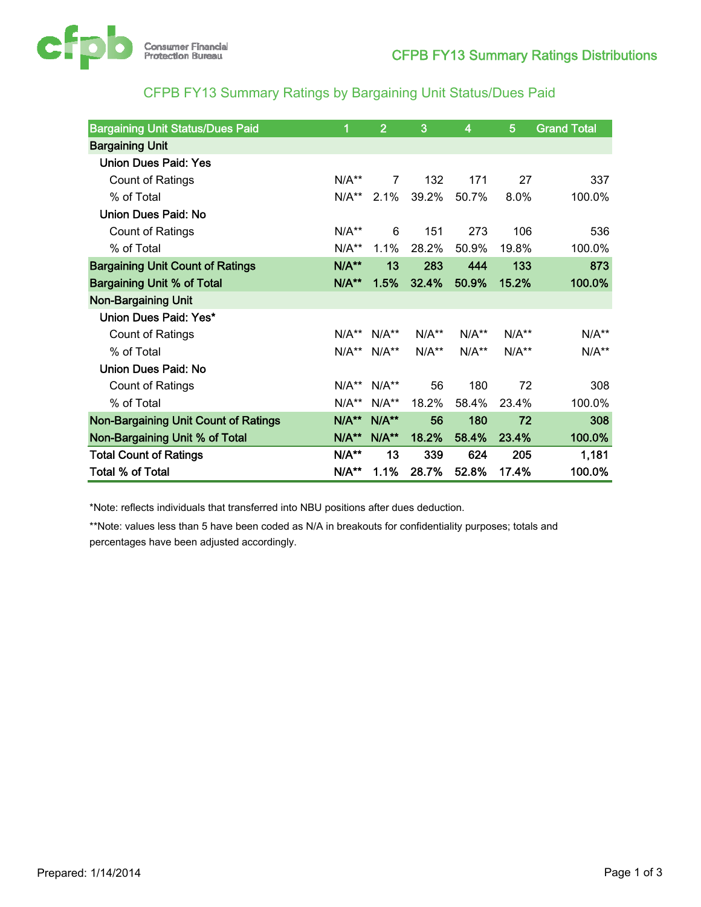# CFPB FY13 Summary Ratings Distributions

## CFPB FY13 Summary Ratings by Bargaining Unit Status/Dues Paid

| Bargaining Unit Status/Dues Paid | 1 | 2 | 3 | 4 | 5 | Grand Total |
|---|---|---|---|---|---|---|
| **Bargaining Unit** | | | | | | |
| Union Dues Paid: Yes | | | | | | |
| Count of Ratings | N/A** | 7 | 132 | 171 | 27 | 337 |
| % of Total | N/A** | 2.1% | 39.2% | 50.7% | 8.0% | 100.0% |
| Union Dues Paid: No | | | | | | |
| Count of Ratings | N/A** | 6 | 151 | 273 | 106 | 536 |
| % of Total | N/A** | 1.1% | 28.2% | 50.9% | 19.8% | 100.0% |
| **Bargaining Unit Count of Ratings** | **N/A**** | **13** | **283** | **444** | **133** | **873** |
| **Bargaining Unit % of Total** | **N/A**** | **1.5%** | **32.4%** | **50.9%** | **15.2%** | **100.0%** |
| **Non-Bargaining Unit** | | | | | | |
| Union Dues Paid: Yes* | | | | | | |
| Count of Ratings | N/A** | N/A** | N/A** | N/A** | N/A** | N/A** |
| % of Total | N/A** | N/A** | N/A** | N/A** | N/A** | N/A** |
| Union Dues Paid: No | | | | | | |
| Count of Ratings | N/A** | N/A** | 56 | 180 | 72 | 308 |
| % of Total | N/A** | N/A** | 18.2% | 58.4% | 23.4% | 100.0% |
| **Non-Bargaining Unit Count of Ratings** | **N/A**** | **N/A**** | **56** | **180** | **72** | **308** |
| **Non-Bargaining Unit % of Total** | **N/A**** | **N/A**** | **18.2%** | **58.4%** | **23.4%** | **100.0%** |
| **Total Count of Ratings** | **N/A**** | **13** | **339** | **624** | **205** | **1,181** |
| **Total % of Total** | **N/A**** | **1.1%** | **28.7%** | **52.8%** | **17.4%** | **100.0%** |

*Note: reflects individuals that transferred into NBU positions after dues deduction.

**Note: values less than 5 have been coded as N/A in breakouts for confidentiality purposes; totals and percentages have been adjusted accordingly.

Prepared: 1/14/2014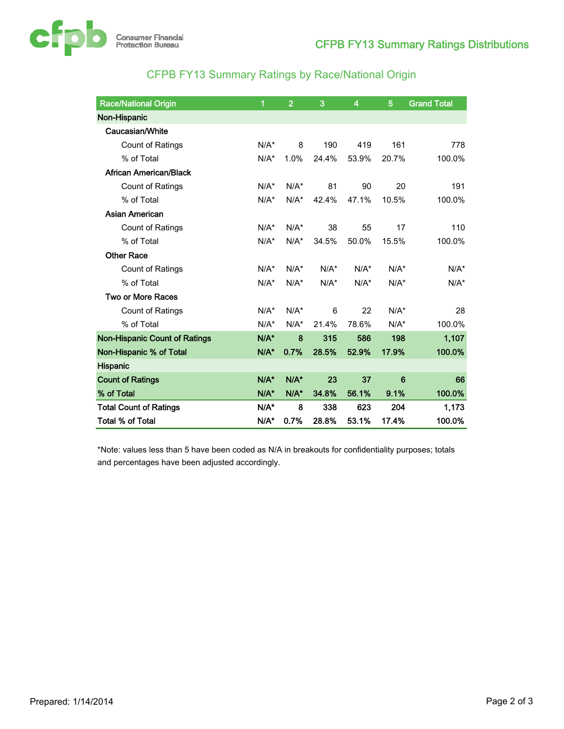## CFPB FY13 Summary Ratings by Race/National Origin

| Race/National Origin | 1 | 2 | 3 | 4 | 5 | Grand Total |
|---|---|---|---|---|---|---|
| **Non-Hispanic** | | | | | | |
| **Caucasian/White** | | | | | | |
| Count of Ratings | N/A* | 8 | 190 | 419 | 161 | 778 |
| % of Total | N/A* | 1.0% | 24.4% | 53.9% | 20.7% | 100.0% |
| **African American/Black** | | | | | | |
| Count of Ratings | N/A* | N/A* | 81 | 90 | 20 | 191 |
| % of Total | N/A* | N/A* | 42.4% | 47.1% | 10.5% | 100.0% |
| **Asian American** | | | | | | |
| Count of Ratings | N/A* | N/A* | 38 | 55 | 17 | 110 |
| % of Total | N/A* | N/A* | 34.5% | 50.0% | 15.5% | 100.0% |
| **Other Race** | | | | | | |
| Count of Ratings | N/A* | N/A* | N/A* | N/A* | N/A* | N/A* |
| % of Total | N/A* | N/A* | N/A* | N/A* | N/A* | N/A* |
| **Two or More Races** | | | | | | |
| Count of Ratings | N/A* | N/A* | 6 | 22 | N/A* | 28 |
| % of Total | N/A* | N/A* | 21.4% | 78.6% | N/A* | 100.0% |
| **Non-Hispanic Count of Ratings** | **N/A*** | **8** | **315** | **586** | **198** | **1,107** |
| **Non-Hispanic % of Total** | **N/A*** | **0.7%** | **28.5%** | **52.9%** | **17.9%** | **100.0%** |
| **Hispanic** | | | | | | |
| **Count of Ratings** | **N/A*** | **N/A*** | **23** | **37** | **6** | **66** |
| **% of Total** | **N/A*** | **N/A*** | **34.8%** | **56.1%** | **9.1%** | **100.0%** |
| **Total Count of Ratings** | **N/A*** | **8** | **338** | **623** | **204** | **1,173** |
| **Total % of Total** | **N/A*** | **0.7%** | **28.8%** | **53.1%** | **17.4%** | **100.0%** |

*Note: values less than 5 have been coded as N/A in breakouts for confidentiality purposes; totals and percentages have been adjusted accordingly.

Prepared: 1/14/2014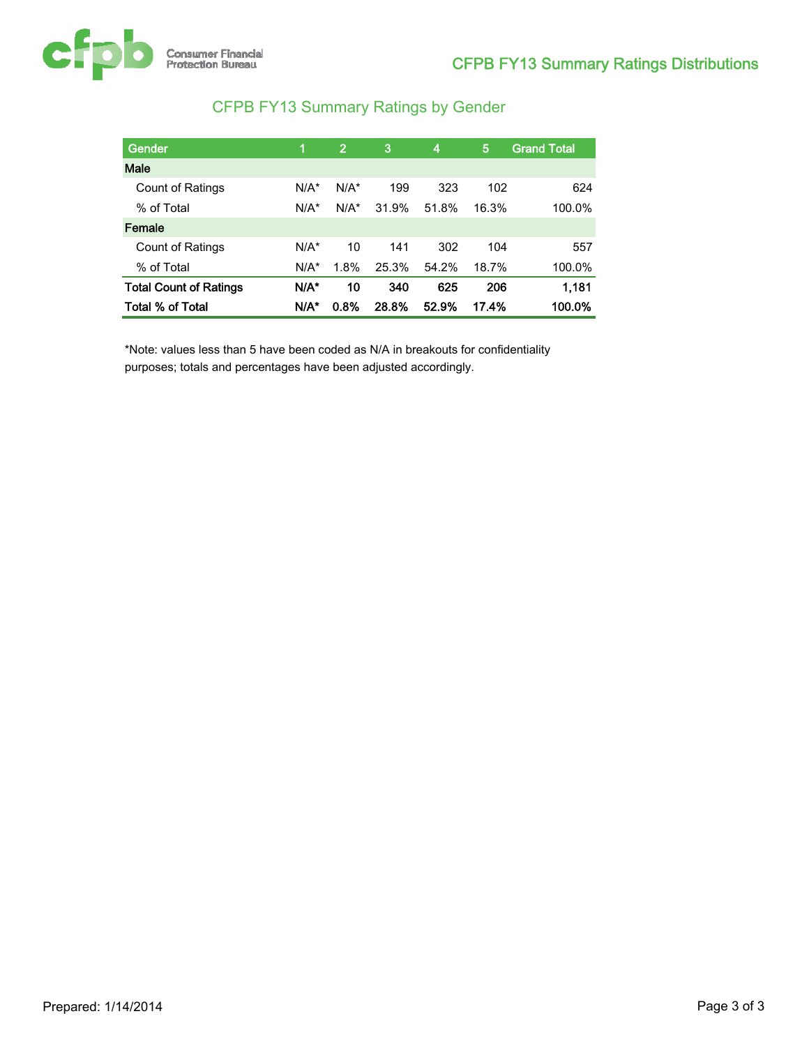## CFPB FY13 Summary Ratings by Gender

| Gender | 1 | 2 | 3 | 4 | 5 | Grand Total |
|---|---|---|---|---|---|---|
| **Male** | | | | | | |
| Count of Ratings | N/A* | N/A* | 199 | 323 | 102 | 624 |
| % of Total | N/A* | N/A* | 31.9% | 51.8% | 16.3% | 100.0% |
| **Female** | | | | | | |
| Count of Ratings | N/A* | 10 | 141 | 302 | 104 | 557 |
| % of Total | N/A* | 1.8% | 25.3% | 54.2% | 18.7% | 100.0% |
| **Total Count of Ratings** | **N/A*** | **10** | **340** | **625** | **206** | **1,181** |
| **Total % of Total** | **N/A*** | **0.8%** | **28.8%** | **52.9%** | **17.4%** | **100.0%** |

*Note: values less than 5 have been coded as N/A in breakouts for confidentiality purposes; totals and percentages have been adjusted accordingly.

Prepared: 1/14/2014